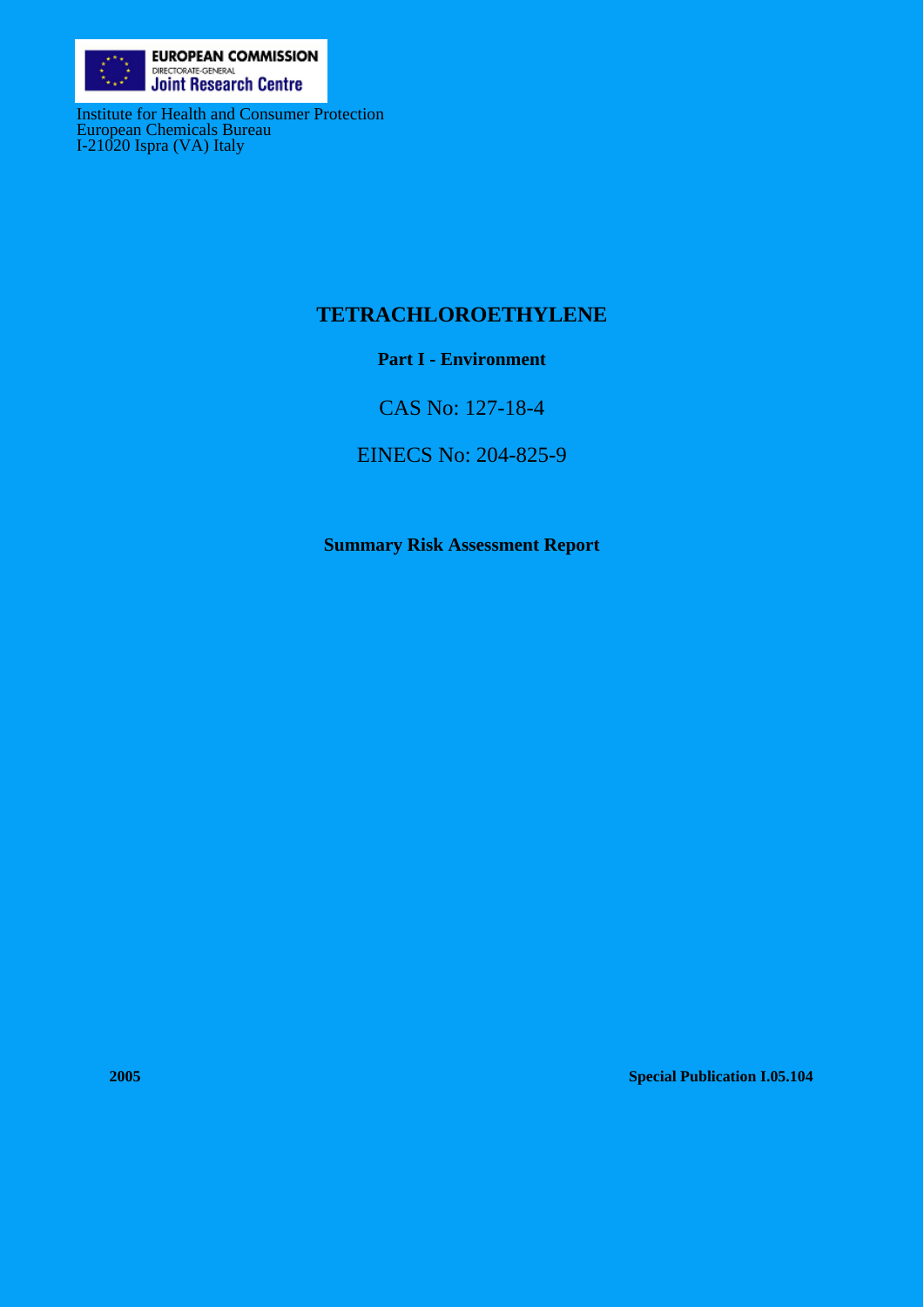EUROPEAN COMMISSION
DIRECTORATE-GENERAL
Joint Research Centre

Institute for Health and Consumer Protection
European Chemicals Bureau
I-21020 Ispra (VA) Italy

# TETRACHLOROETHYLENE

**Part I - Environment**

CAS No: 127-18-4

EINECS No: 204-825-9

**Summary Risk Assessment Report**

**2005**

**Special Publication I.05.104**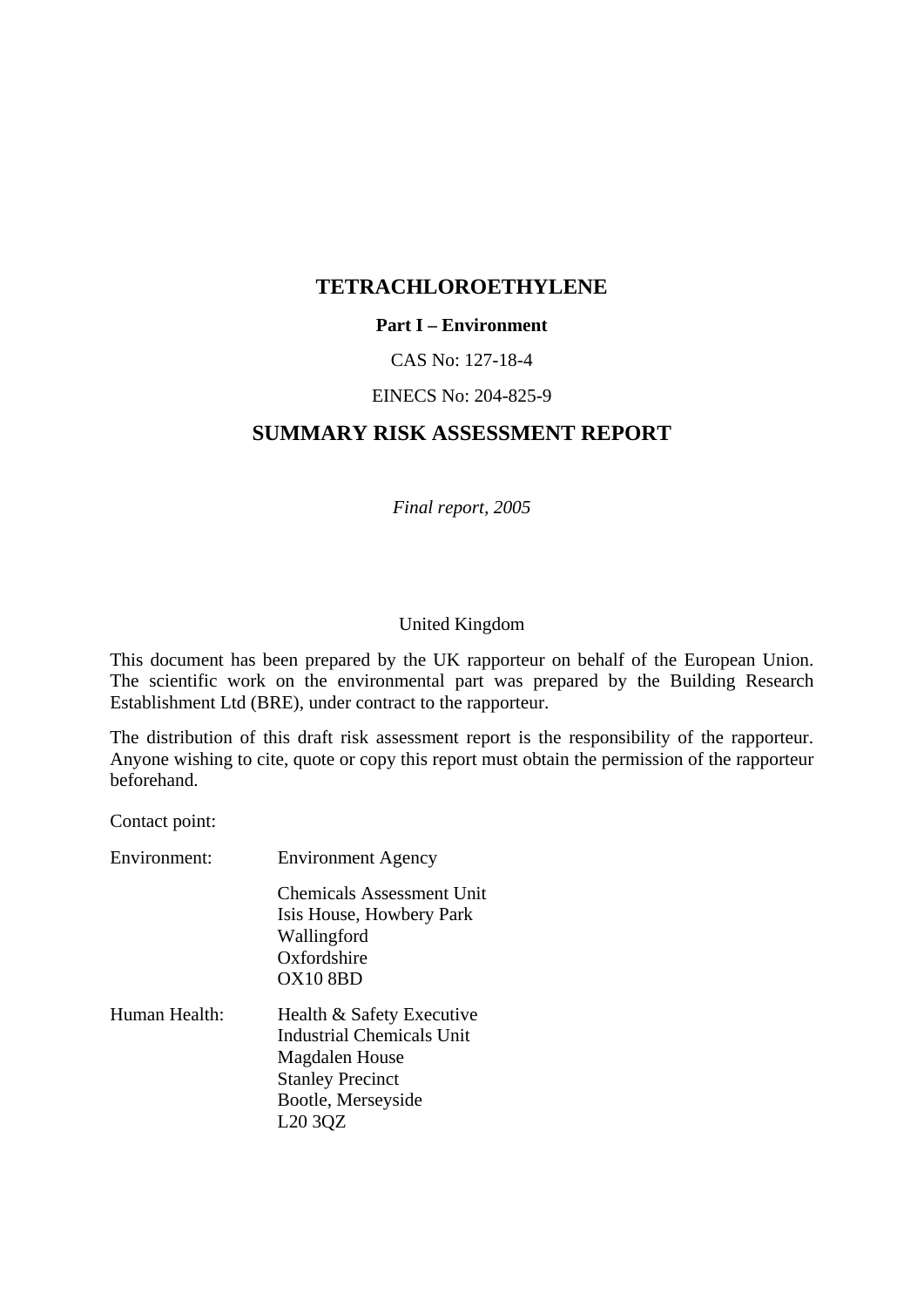# TETRACHLOROETHYLENE

**Part I – Environment**

CAS No: 127-18-4

EINECS No: 204-825-9

## SUMMARY RISK ASSESSMENT REPORT

*Final report, 2005*

United Kingdom

This document has been prepared by the UK rapporteur on behalf of the European Union. The scientific work on the environmental part was prepared by the Building Research Establishment Ltd (BRE), under contract to the rapporteur.

The distribution of this draft risk assessment report is the responsibility of the rapporteur. Anyone wishing to cite, quote or copy this report must obtain the permission of the rapporteur beforehand.

Contact point:

Environment: Environment Agency

Chemicals Assessment Unit
Isis House, Howbery Park
Wallingford
Oxfordshire
OX10 8BD

Human Health: Health & Safety Executive
Industrial Chemicals Unit
Magdalen House
Stanley Precinct
Bootle, Merseyside
L20 3QZ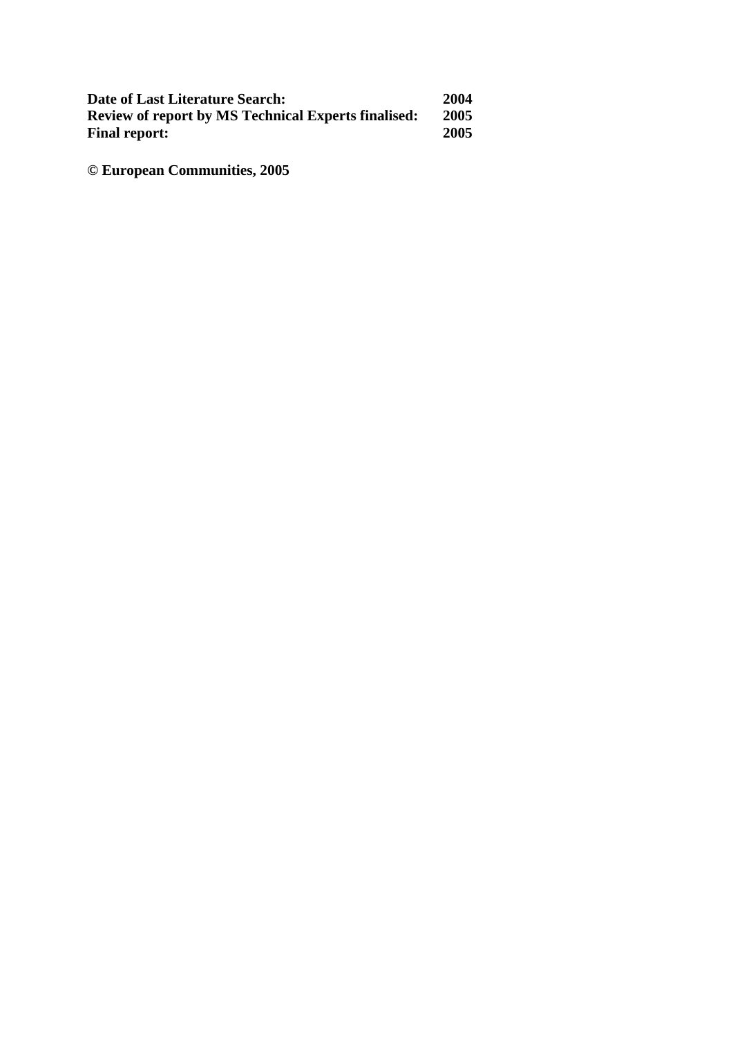| | |
|---|---|
| **Date of Last Literature Search:** | **2004** |
| **Review of report by MS Technical Experts finalised:** | **2005** |
| **Final report:** | **2005** |

**© European Communities, 2005**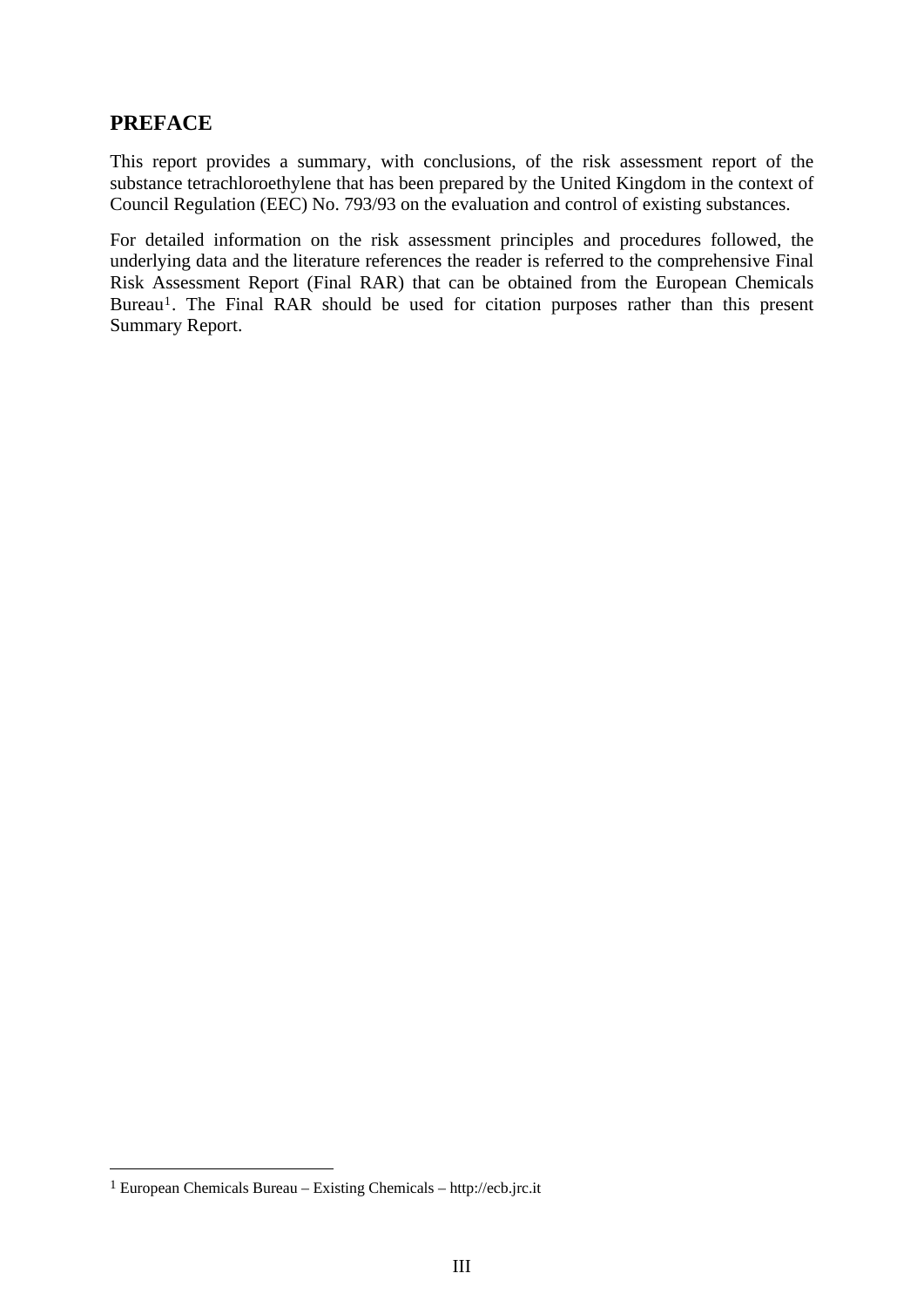## PREFACE

This report provides a summary, with conclusions, of the risk assessment report of the substance tetrachloroethylene that has been prepared by the United Kingdom in the context of Council Regulation (EEC) No. 793/93 on the evaluation and control of existing substances.

For detailed information on the risk assessment principles and procedures followed, the underlying data and the literature references the reader is referred to the comprehensive Final Risk Assessment Report (Final RAR) that can be obtained from the European Chemicals Bureau[1]. The Final RAR should be used for citation purposes rather than this present Summary Report.

---

[1] European Chemicals Bureau – Existing Chemicals – http://ecb.jrc.it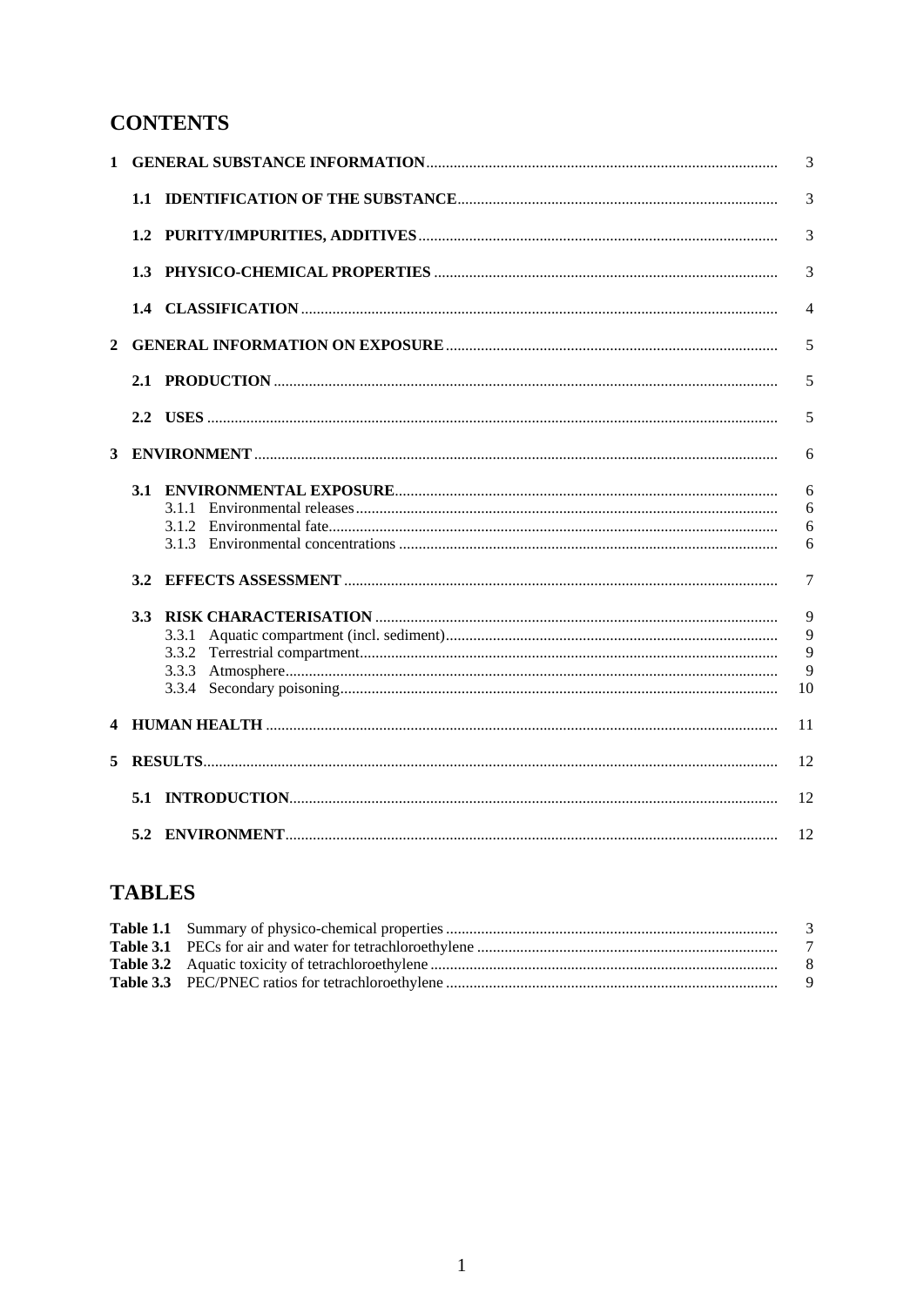# CONTENTS

| | | |
|---|---|---|
| **1** | **GENERAL SUBSTANCE INFORMATION** | 3 |
| | **1.1 IDENTIFICATION OF THE SUBSTANCE** | 3 |
| | **1.2 PURITY/IMPURITIES, ADDITIVES** | 3 |
| | **1.3 PHYSICO-CHEMICAL PROPERTIES** | 3 |
| | **1.4 CLASSIFICATION** | 4 |
| **2** | **GENERAL INFORMATION ON EXPOSURE** | 5 |
| | **2.1 PRODUCTION** | 5 |
| | **2.2 USES** | 5 |
| **3** | **ENVIRONMENT** | 6 |
| | **3.1 ENVIRONMENTAL EXPOSURE** | 6 |
| | 3.1.1 Environmental releases | 6 |
| | 3.1.2 Environmental fate | 6 |
| | 3.1.3 Environmental concentrations | 6 |
| | **3.2 EFFECTS ASSESSMENT** | 7 |
| | **3.3 RISK CHARACTERISATION** | 9 |
| | 3.3.1 Aquatic compartment (incl. sediment) | 9 |
| | 3.3.2 Terrestrial compartment | 9 |
| | 3.3.3 Atmosphere | 9 |
| | 3.3.4 Secondary poisoning | 10 |
| **4** | **HUMAN HEALTH** | 11 |
| **5** | **RESULTS** | 12 |
| | **5.1 INTRODUCTION** | 12 |
| | **5.2 ENVIRONMENT** | 12 |

# TABLES

| | | |
|---|---|---|
| **Table 1.1** | Summary of physico-chemical properties | 3 |
| **Table 3.1** | PECs for air and water for tetrachloroethylene | 7 |
| **Table 3.2** | Aquatic toxicity of tetrachloroethylene | 8 |
| **Table 3.3** | PEC/PNEC ratios for tetrachloroethylene | 9 |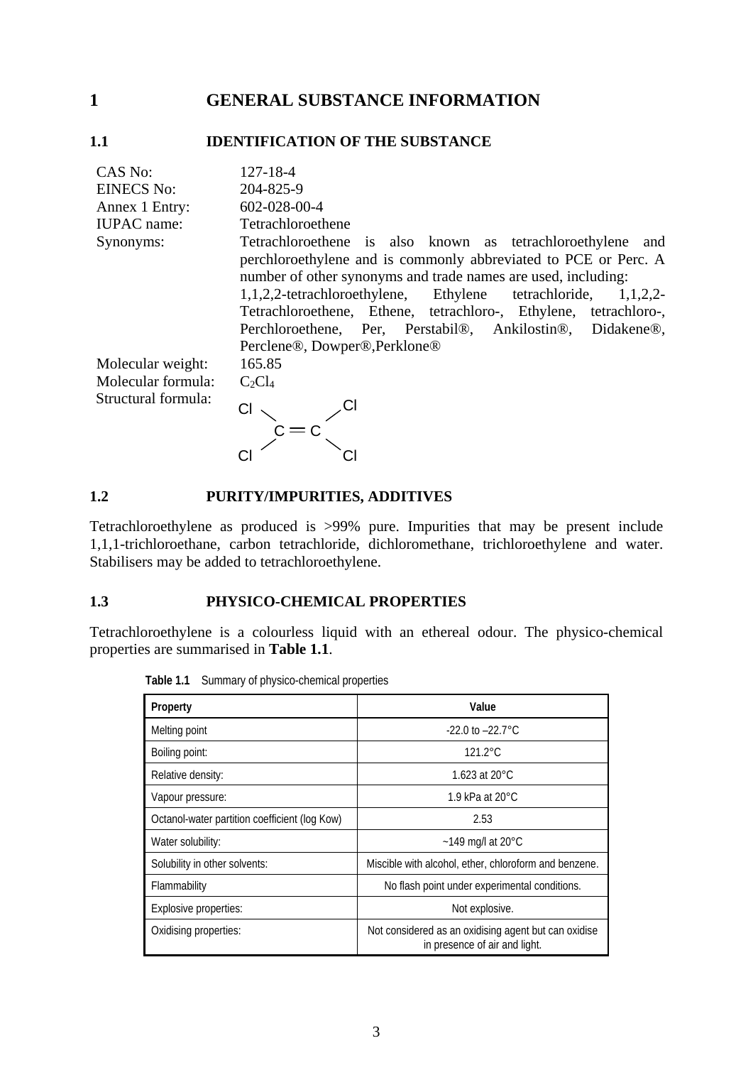# 1 GENERAL SUBSTANCE INFORMATION

## 1.1 IDENTIFICATION OF THE SUBSTANCE

| | |
|---|---|
| CAS No: | 127-18-4 |
| EINECS No: | 204-825-9 |
| Annex 1 Entry: | 602-028-00-4 |
| IUPAC name: | Tetrachloroethene |
| Synonyms: | Tetrachloroethene is also known as tetrachloroethylene and perchloroethylene and is commonly abbreviated to PCE or Perc. A number of other synonyms and trade names are used, including: 1,1,2,2-tetrachloroethylene, Ethylene tetrachloride, 1,1,2,2-Tetrachloroethene, Ethene, tetrachloro-, Ethylene, tetrachloro-, Perchloroethene, Per, Perstabil®, Ankilostin®, Didakene®, Perclene®, Dowper®,Perklone® |
| Molecular weight: | 165.85 |
| Molecular formula: | $C_2Cl_4$ |
| Structural formula: | $Cl_2C=CCl_2$ |

## 1.2 PURITY/IMPURITIES, ADDITIVES

Tetrachloroethylene as produced is >99% pure. Impurities that may be present include 1,1,1-trichloroethane, carbon tetrachloride, dichloromethane, trichloroethylene and water. Stabilisers may be added to tetrachloroethylene.

## 1.3 PHYSICO-CHEMICAL PROPERTIES

Tetrachloroethylene is a colourless liquid with an ethereal odour. The physico-chemical properties are summarised in **Table 1.1**.

**Table 1.1** Summary of physico-chemical properties

| Property | Value |
|---|---|
| Melting point | -22.0 to –22.7°C |
| Boiling point: | 121.2°C |
| Relative density: | 1.623 at 20°C |
| Vapour pressure: | 1.9 kPa at 20°C |
| Octanol-water partition coefficient (log Kow) | 2.53 |
| Water solubility: | ~149 mg/l at 20°C |
| Solubility in other solvents: | Miscible with alcohol, ether, chloroform and benzene. |
| Flammability | No flash point under experimental conditions. |
| Explosive properties: | Not explosive. |
| Oxidising properties: | Not considered as an oxidising agent but can oxidise in presence of air and light. |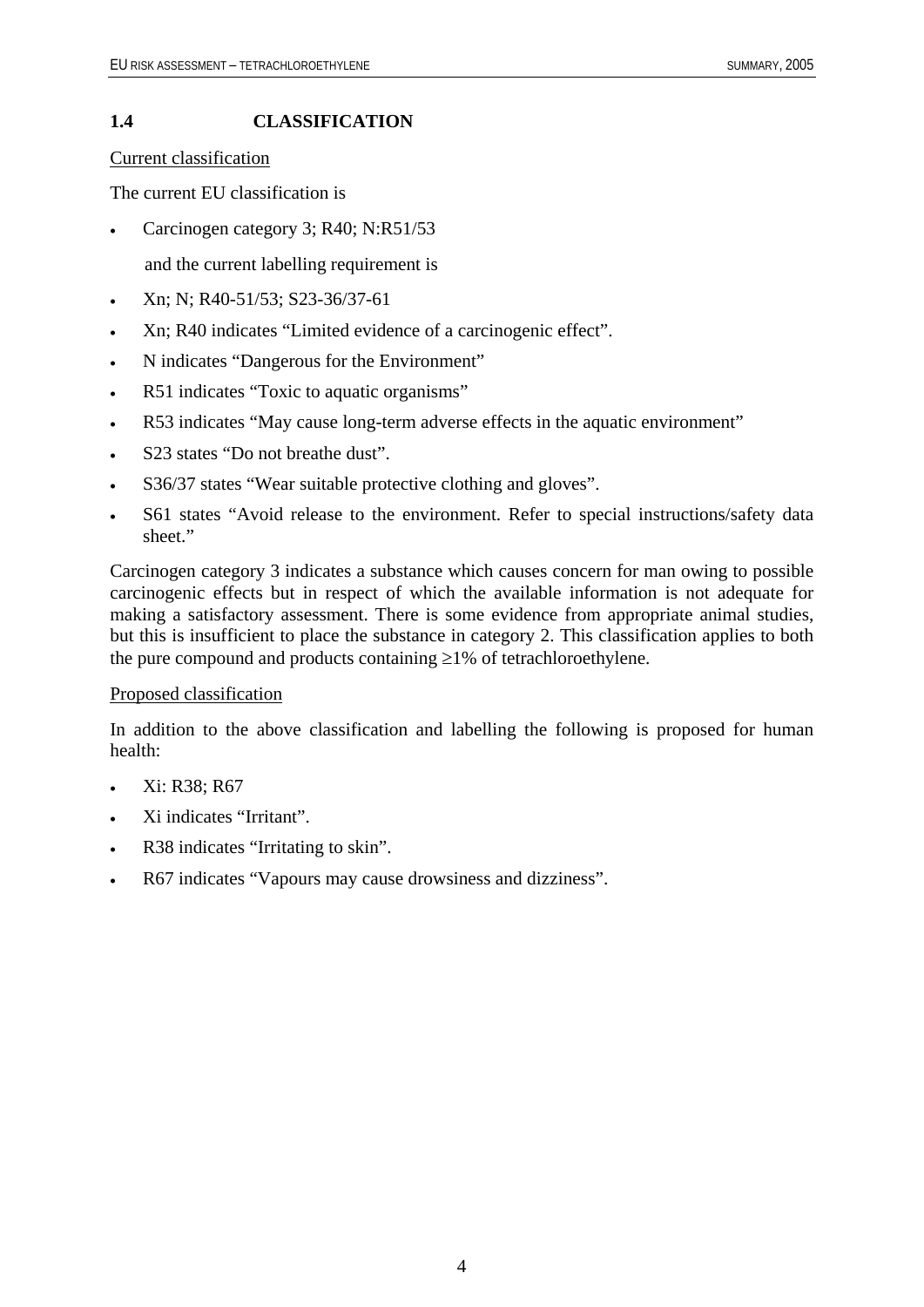## 1.4 CLASSIFICATION

Current classification

The current EU classification is

- Carcinogen category 3; R40; N:R51/53

  and the current labelling requirement is

- Xn; N; R40-51/53; S23-36/37-61
- Xn; R40 indicates "Limited evidence of a carcinogenic effect".
- N indicates "Dangerous for the Environment"
- R51 indicates "Toxic to aquatic organisms"
- R53 indicates "May cause long-term adverse effects in the aquatic environment"
- S23 states "Do not breathe dust".
- S36/37 states "Wear suitable protective clothing and gloves".
- S61 states "Avoid release to the environment. Refer to special instructions/safety data sheet."

Carcinogen category 3 indicates a substance which causes concern for man owing to possible carcinogenic effects but in respect of which the available information is not adequate for making a satisfactory assessment. There is some evidence from appropriate animal studies, but this is insufficient to place the substance in category 2. This classification applies to both the pure compound and products containing ≥1% of tetrachloroethylene.

Proposed classification

In addition to the above classification and labelling the following is proposed for human health:

- Xi: R38; R67
- Xi indicates "Irritant".
- R38 indicates "Irritating to skin".
- R67 indicates "Vapours may cause drowsiness and dizziness".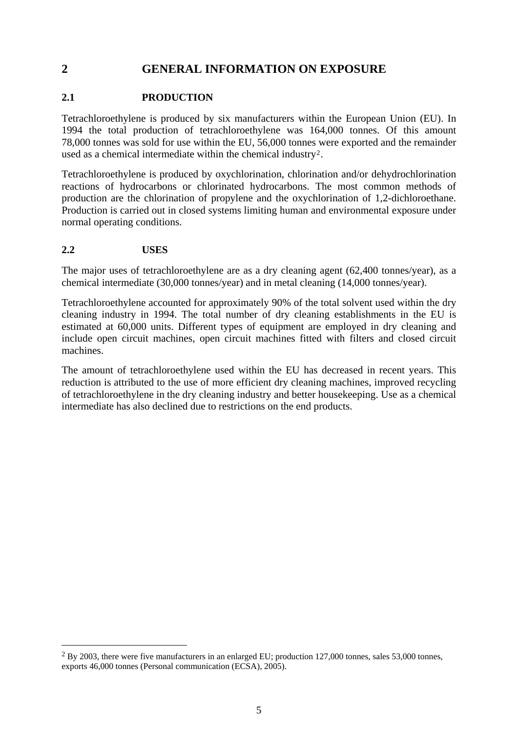# 2 GENERAL INFORMATION ON EXPOSURE

## 2.1 PRODUCTION

Tetrachloroethylene is produced by six manufacturers within the European Union (EU). In 1994 the total production of tetrachloroethylene was 164,000 tonnes. Of this amount 78,000 tonnes was sold for use within the EU, 56,000 tonnes were exported and the remainder used as a chemical intermediate within the chemical industry[2].

Tetrachloroethylene is produced by oxychlorination, chlorination and/or dehydrochlorination reactions of hydrocarbons or chlorinated hydrocarbons. The most common methods of production are the chlorination of propylene and the oxychlorination of 1,2-dichloroethane. Production is carried out in closed systems limiting human and environmental exposure under normal operating conditions.

## 2.2 USES

The major uses of tetrachloroethylene are as a dry cleaning agent (62,400 tonnes/year), as a chemical intermediate (30,000 tonnes/year) and in metal cleaning (14,000 tonnes/year).

Tetrachloroethylene accounted for approximately 90% of the total solvent used within the dry cleaning industry in 1994. The total number of dry cleaning establishments in the EU is estimated at 60,000 units. Different types of equipment are employed in dry cleaning and include open circuit machines, open circuit machines fitted with filters and closed circuit machines.

The amount of tetrachloroethylene used within the EU has decreased in recent years. This reduction is attributed to the use of more efficient dry cleaning machines, improved recycling of tetrachloroethylene in the dry cleaning industry and better housekeeping. Use as a chemical intermediate has also declined due to restrictions on the end products.

---

[2] By 2003, there were five manufacturers in an enlarged EU; production 127,000 tonnes, sales 53,000 tonnes, exports 46,000 tonnes (Personal communication (ECSA), 2005).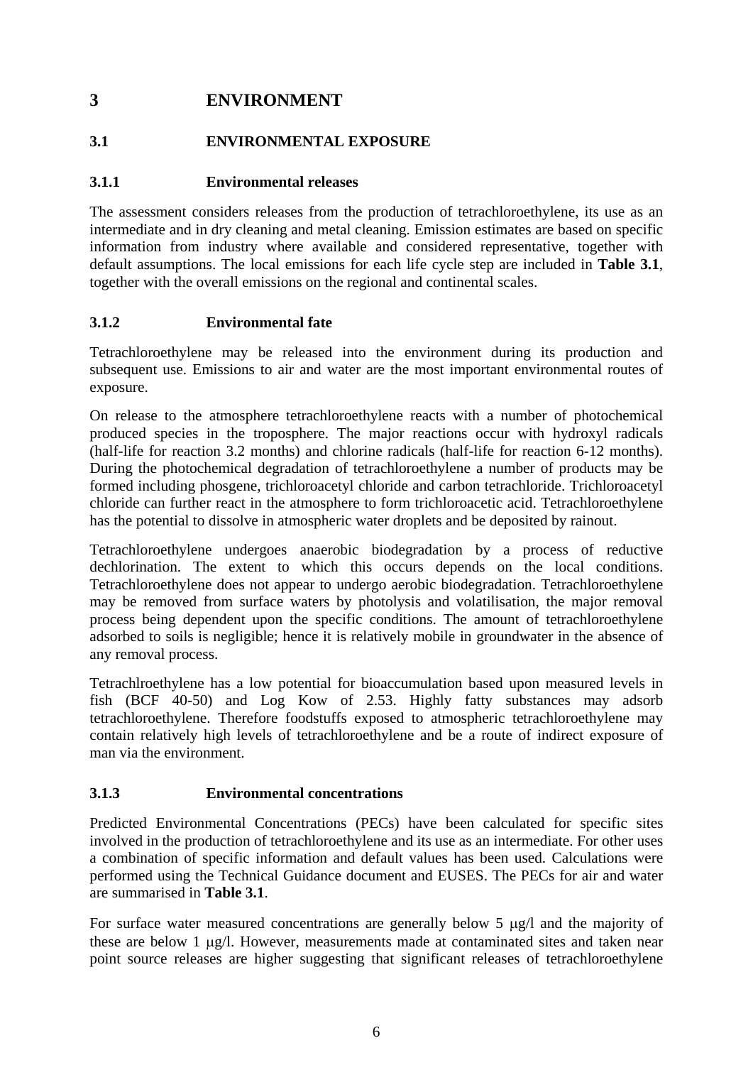# 3 ENVIRONMENT

## 3.1 ENVIRONMENTAL EXPOSURE

### 3.1.1 Environmental releases

The assessment considers releases from the production of tetrachloroethylene, its use as an intermediate and in dry cleaning and metal cleaning. Emission estimates are based on specific information from industry where available and considered representative, together with default assumptions. The local emissions for each life cycle step are included in **Table 3.1**, together with the overall emissions on the regional and continental scales.

### 3.1.2 Environmental fate

Tetrachloroethylene may be released into the environment during its production and subsequent use. Emissions to air and water are the most important environmental routes of exposure.

On release to the atmosphere tetrachloroethylene reacts with a number of photochemical produced species in the troposphere. The major reactions occur with hydroxyl radicals (half-life for reaction 3.2 months) and chlorine radicals (half-life for reaction 6-12 months). During the photochemical degradation of tetrachloroethylene a number of products may be formed including phosgene, trichloroacetyl chloride and carbon tetrachloride. Trichloroacetyl chloride can further react in the atmosphere to form trichloroacetic acid. Tetrachloroethylene has the potential to dissolve in atmospheric water droplets and be deposited by rainout.

Tetrachloroethylene undergoes anaerobic biodegradation by a process of reductive dechlorination. The extent to which this occurs depends on the local conditions. Tetrachloroethylene does not appear to undergo aerobic biodegradation. Tetrachloroethylene may be removed from surface waters by photolysis and volatilisation, the major removal process being dependent upon the specific conditions. The amount of tetrachloroethylene adsorbed to soils is negligible; hence it is relatively mobile in groundwater in the absence of any removal process.

Tetrachlroethylene has a low potential for bioaccumulation based upon measured levels in fish (BCF 40-50) and Log Kow of 2.53. Highly fatty substances may adsorb tetrachloroethylene. Therefore foodstuffs exposed to atmospheric tetrachloroethylene may contain relatively high levels of tetrachloroethylene and be a route of indirect exposure of man via the environment.

### 3.1.3 Environmental concentrations

Predicted Environmental Concentrations (PECs) have been calculated for specific sites involved in the production of tetrachloroethylene and its use as an intermediate. For other uses a combination of specific information and default values has been used. Calculations were performed using the Technical Guidance document and EUSES. The PECs for air and water are summarised in **Table 3.1**.

For surface water measured concentrations are generally below 5 μg/l and the majority of these are below 1 μg/l. However, measurements made at contaminated sites and taken near point source releases are higher suggesting that significant releases of tetrachloroethylene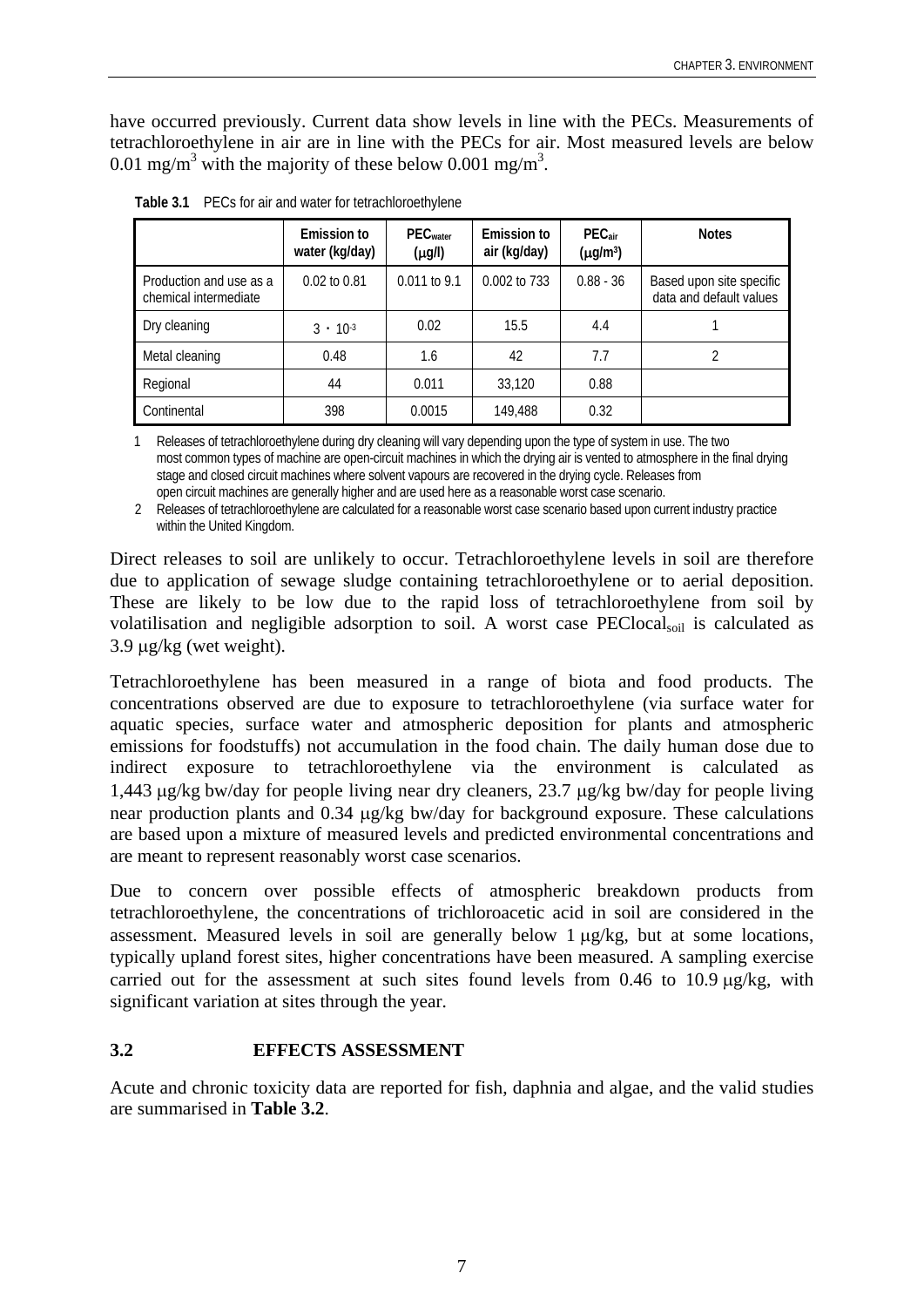have occurred previously. Current data show levels in line with the PECs. Measurements of tetrachloroethylene in air are in line with the PECs for air. Most measured levels are below 0.01 $mg/m^3$ with the majority of these below 0.001 $mg/m^3$.

**Table 3.1** PECs for air and water for tetrachloroethylene

| | Emission to water (kg/day) | $PEC_{water}$ (μg/l) | Emission to air (kg/day) | $PEC_{air}$ ($μg/m^3$) | Notes |
|---|---|---|---|---|---|
| Production and use as a chemical intermediate | 0.02 to 0.81 | 0.011 to 9.1 | 0.002 to 733 | 0.88 - 36 | Based upon site specific data and default values |
| Dry cleaning | $3 \cdot 10^{-3}$ | 0.02 | 15.5 | 4.4 | 1 |
| Metal cleaning | 0.48 | 1.6 | 42 | 7.7 | 2 |
| Regional | 44 | 0.011 | 33,120 | 0.88 | |
| Continental | 398 | 0.0015 | 149,488 | 0.32 | |

1 Releases of tetrachloroethylene during dry cleaning will vary depending upon the type of system in use. The two most common types of machine are open-circuit machines in which the drying air is vented to atmosphere in the final drying stage and closed circuit machines where solvent vapours are recovered in the drying cycle. Releases from open circuit machines are generally higher and are used here as a reasonable worst case scenario.

2 Releases of tetrachloroethylene are calculated for a reasonable worst case scenario based upon current industry practice within the United Kingdom.

Direct releases to soil are unlikely to occur. Tetrachloroethylene levels in soil are therefore due to application of sewage sludge containing tetrachloroethylene or to aerial deposition. These are likely to be low due to the rapid loss of tetrachloroethylene from soil by volatilisation and negligible adsorption to soil. A worst case $PEClocal_{soil}$ is calculated as 3.9 μg/kg (wet weight).

Tetrachloroethylene has been measured in a range of biota and food products. The concentrations observed are due to exposure to tetrachloroethylene (via surface water for aquatic species, surface water and atmospheric deposition for plants and atmospheric emissions for foodstuffs) not accumulation in the food chain. The daily human dose due to indirect exposure to tetrachloroethylene via the environment is calculated as 1,443 μg/kg bw/day for people living near dry cleaners, 23.7 μg/kg bw/day for people living near production plants and 0.34 μg/kg bw/day for background exposure. These calculations are based upon a mixture of measured levels and predicted environmental concentrations and are meant to represent reasonably worst case scenarios.

Due to concern over possible effects of atmospheric breakdown products from tetrachloroethylene, the concentrations of trichloroacetic acid in soil are considered in the assessment. Measured levels in soil are generally below 1 μg/kg, but at some locations, typically upland forest sites, higher concentrations have been measured. A sampling exercise carried out for the assessment at such sites found levels from 0.46 to 10.9 μg/kg, with significant variation at sites through the year.

### 3.2 EFFECTS ASSESSMENT

Acute and chronic toxicity data are reported for fish, daphnia and algae, and the valid studies are summarised in **Table 3.2**.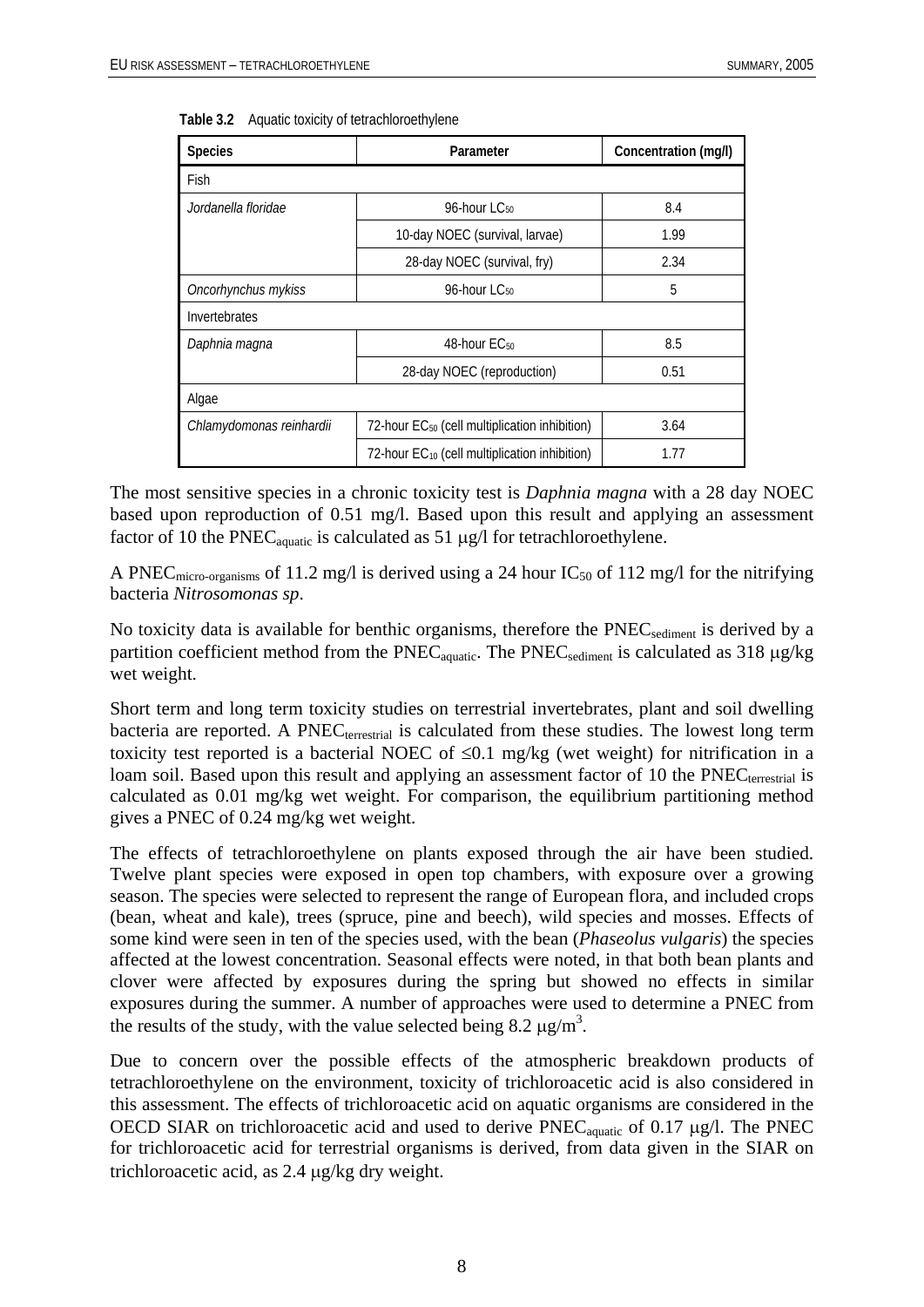**Table 3.2** Aquatic toxicity of tetrachloroethylene

| Species | Parameter | Concentration (mg/l) |
|---|---|---|
| Fish | | |
| *Jordanella floridae* | 96-hour $LC_{50}$ | 8.4 |
| | 10-day NOEC (survival, larvae) | 1.99 |
| | 28-day NOEC (survival, fry) | 2.34 |
| *Oncorhynchus mykiss* | 96-hour $LC_{50}$ | 5 |
| Invertebrates | | |
| *Daphnia magna* | 48-hour $EC_{50}$ | 8.5 |
| | 28-day NOEC (reproduction) | 0.51 |
| Algae | | |
| *Chlamydomonas reinhardii* | 72-hour $EC_{50}$ (cell multiplication inhibition) | 3.64 |
| | 72-hour $EC_{10}$ (cell multiplication inhibition) | 1.77 |

The most sensitive species in a chronic toxicity test is *Daphnia magna* with a 28 day NOEC based upon reproduction of 0.51 mg/l. Based upon this result and applying an assessment factor of 10 the $PNEC_{aquatic}$ is calculated as 51 μg/l for tetrachloroethylene.

A $PNEC_{micro\text{-}organisms}$ of 11.2 mg/l is derived using a 24 hour $IC_{50}$ of 112 mg/l for the nitrifying bacteria *Nitrosomonas sp*.

No toxicity data is available for benthic organisms, therefore the $PNEC_{sediment}$ is derived by a partition coefficient method from the $PNEC_{aquatic}$. The $PNEC_{sediment}$ is calculated as 318 μg/kg wet weight.

Short term and long term toxicity studies on terrestrial invertebrates, plant and soil dwelling bacteria are reported. A $PNEC_{terrestrial}$ is calculated from these studies. The lowest long term toxicity test reported is a bacterial NOEC of $\leq$0.1 mg/kg (wet weight) for nitrification in a loam soil. Based upon this result and applying an assessment factor of 10 the $PNEC_{terrestrial}$ is calculated as 0.01 mg/kg wet weight. For comparison, the equilibrium partitioning method gives a PNEC of 0.24 mg/kg wet weight.

The effects of tetrachloroethylene on plants exposed through the air have been studied. Twelve plant species were exposed in open top chambers, with exposure over a growing season. The species were selected to represent the range of European flora, and included crops (bean, wheat and kale), trees (spruce, pine and beech), wild species and mosses. Effects of some kind were seen in ten of the species used, with the bean (*Phaseolus vulgaris*) the species affected at the lowest concentration. Seasonal effects were noted, in that both bean plants and clover were affected by exposures during the spring but showed no effects in similar exposures during the summer. A number of approaches were used to determine a PNEC from the results of the study, with the value selected being 8.2 $\mu g/m^3$.

Due to concern over the possible effects of the atmospheric breakdown products of tetrachloroethylene on the environment, toxicity of trichloroacetic acid is also considered in this assessment. The effects of trichloroacetic acid on aquatic organisms are considered in the OECD SIAR on trichloroacetic acid and used to derive $PNEC_{aquatic}$ of 0.17 μg/l. The PNEC for trichloroacetic acid for terrestrial organisms is derived, from data given in the SIAR on trichloroacetic acid, as 2.4 μg/kg dry weight.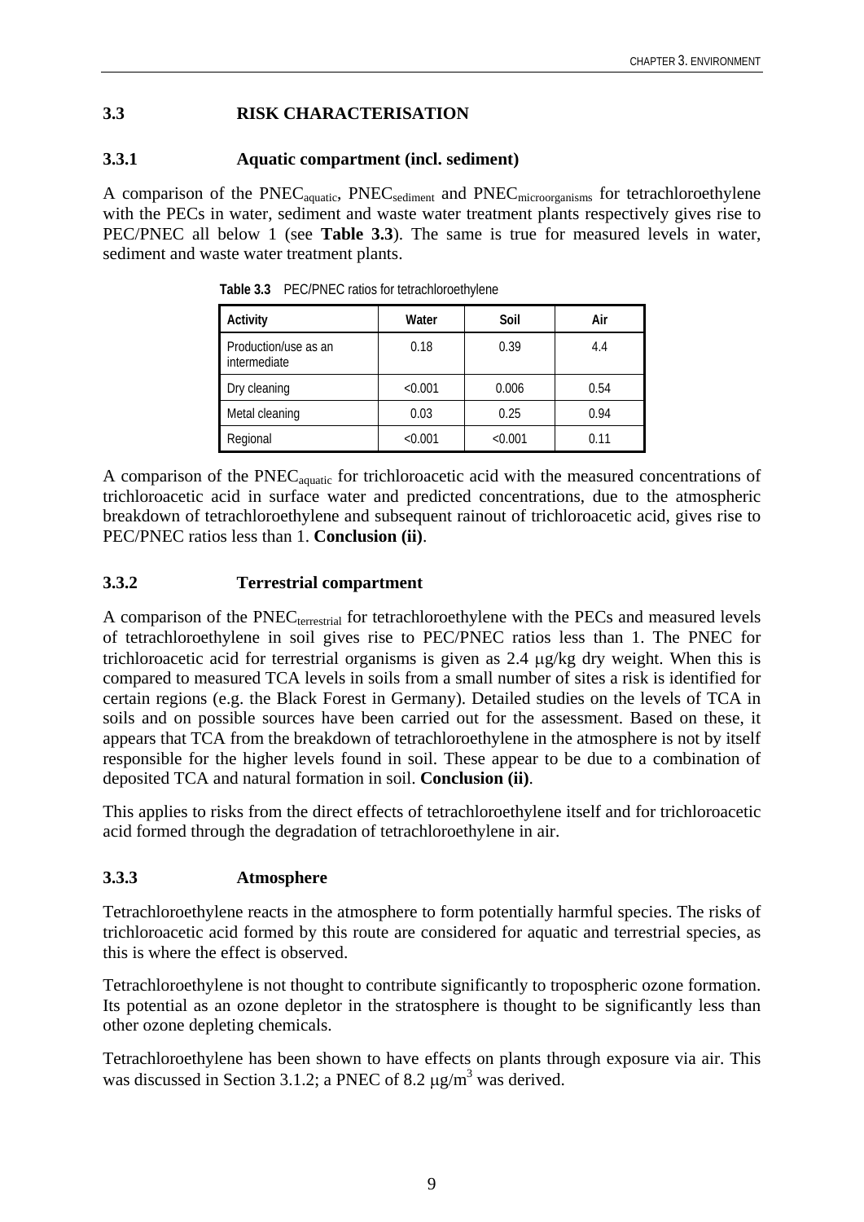## 3.3 RISK CHARACTERISATION

### 3.3.1 Aquatic compartment (incl. sediment)

A comparison of the $PNEC_{aquatic}$, $PNEC_{sediment}$ and $PNEC_{microorganisms}$ for tetrachloroethylene with the PECs in water, sediment and waste water treatment plants respectively gives rise to PEC/PNEC all below 1 (see **Table 3.3**). The same is true for measured levels in water, sediment and waste water treatment plants.

**Table 3.3** PEC/PNEC ratios for tetrachloroethylene

| Activity | Water | Soil | Air |
|---|---|---|---|
| Production/use as an intermediate | 0.18 | 0.39 | 4.4 |
| Dry cleaning | <0.001 | 0.006 | 0.54 |
| Metal cleaning | 0.03 | 0.25 | 0.94 |
| Regional | <0.001 | <0.001 | 0.11 |

A comparison of the $PNEC_{aquatic}$ for trichloroacetic acid with the measured concentrations of trichloroacetic acid in surface water and predicted concentrations, due to the atmospheric breakdown of tetrachloroethylene and subsequent rainout of trichloroacetic acid, gives rise to PEC/PNEC ratios less than 1. **Conclusion (ii)**.

### 3.3.2 Terrestrial compartment

A comparison of the $PNEC_{terrestrial}$ for tetrachloroethylene with the PECs and measured levels of tetrachloroethylene in soil gives rise to PEC/PNEC ratios less than 1. The PNEC for trichloroacetic acid for terrestrial organisms is given as 2.4 μg/kg dry weight. When this is compared to measured TCA levels in soils from a small number of sites a risk is identified for certain regions (e.g. the Black Forest in Germany). Detailed studies on the levels of TCA in soils and on possible sources have been carried out for the assessment. Based on these, it appears that TCA from the breakdown of tetrachloroethylene in the atmosphere is not by itself responsible for the higher levels found in soil. These appear to be due to a combination of deposited TCA and natural formation in soil. **Conclusion (ii)**.

This applies to risks from the direct effects of tetrachloroethylene itself and for trichloroacetic acid formed through the degradation of tetrachloroethylene in air.

### 3.3.3 Atmosphere

Tetrachloroethylene reacts in the atmosphere to form potentially harmful species. The risks of trichloroacetic acid formed by this route are considered for aquatic and terrestrial species, as this is where the effect is observed.

Tetrachloroethylene is not thought to contribute significantly to tropospheric ozone formation. Its potential as an ozone depletor in the stratosphere is thought to be significantly less than other ozone depleting chemicals.

Tetrachloroethylene has been shown to have effects on plants through exposure via air. This was discussed in Section 3.1.2; a PNEC of 8.2 $\mu g/m^3$ was derived.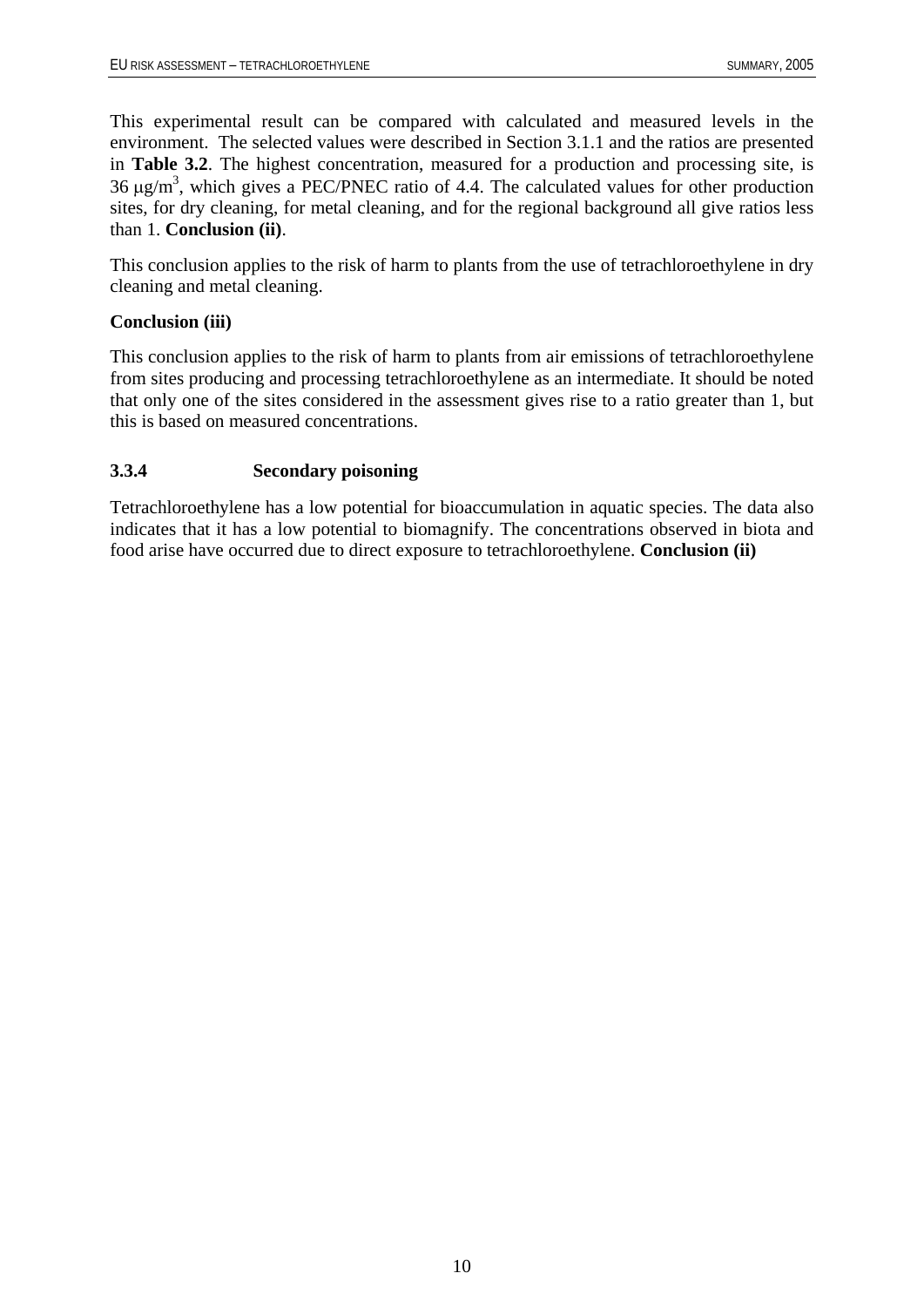This experimental result can be compared with calculated and measured levels in the environment. The selected values were described in Section 3.1.1 and the ratios are presented in **Table 3.2**. The highest concentration, measured for a production and processing site, is 36 $\mu g/m^3$, which gives a PEC/PNEC ratio of 4.4. The calculated values for other production sites, for dry cleaning, for metal cleaning, and for the regional background all give ratios less than 1. **Conclusion (ii)**.

This conclusion applies to the risk of harm to plants from the use of tetrachloroethylene in dry cleaning and metal cleaning.

**Conclusion (iii)**

This conclusion applies to the risk of harm to plants from air emissions of tetrachloroethylene from sites producing and processing tetrachloroethylene as an intermediate. It should be noted that only one of the sites considered in the assessment gives rise to a ratio greater than 1, but this is based on measured concentrations.

### 3.3.4 Secondary poisoning

Tetrachloroethylene has a low potential for bioaccumulation in aquatic species. The data also indicates that it has a low potential to biomagnify. The concentrations observed in biota and food arise have occurred due to direct exposure to tetrachloroethylene. **Conclusion (ii)**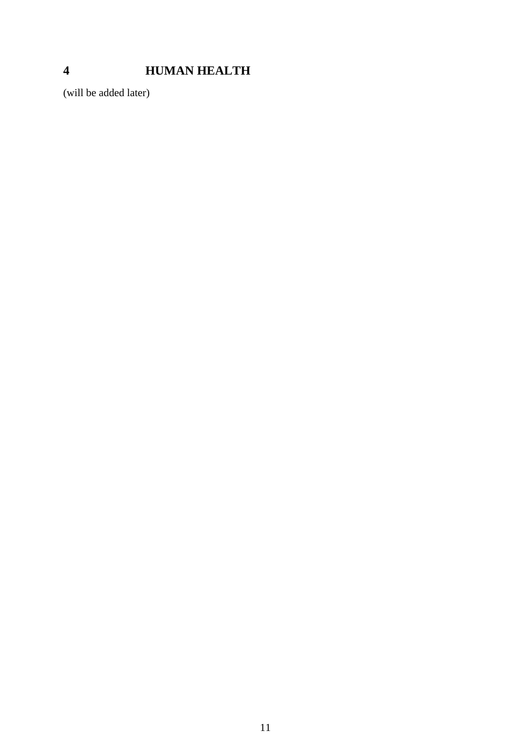# 4 HUMAN HEALTH

(will be added later)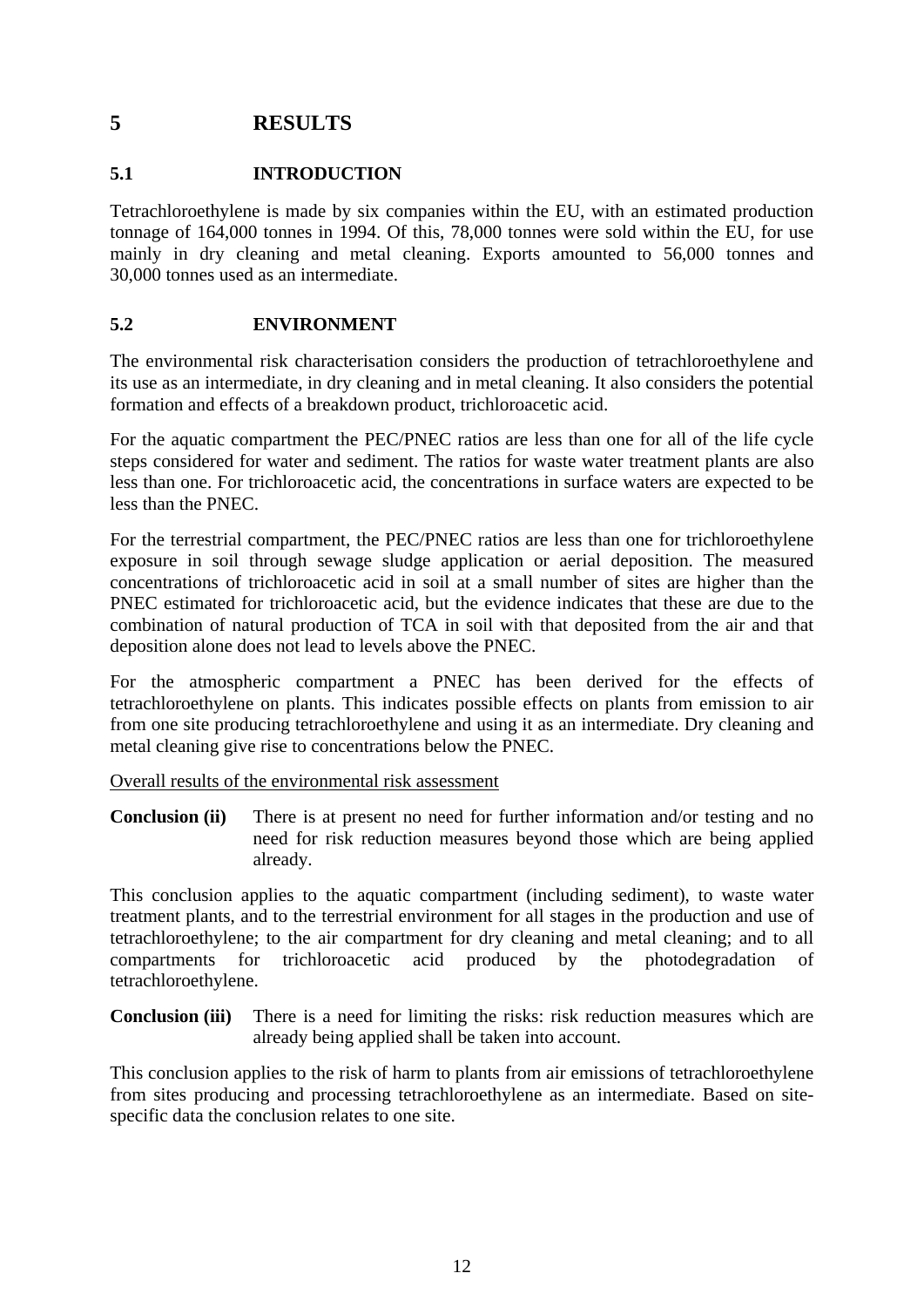# 5 RESULTS

## 5.1 INTRODUCTION

Tetrachloroethylene is made by six companies within the EU, with an estimated production tonnage of 164,000 tonnes in 1994. Of this, 78,000 tonnes were sold within the EU, for use mainly in dry cleaning and metal cleaning. Exports amounted to 56,000 tonnes and 30,000 tonnes used as an intermediate.

## 5.2 ENVIRONMENT

The environmental risk characterisation considers the production of tetrachloroethylene and its use as an intermediate, in dry cleaning and in metal cleaning. It also considers the potential formation and effects of a breakdown product, trichloroacetic acid.

For the aquatic compartment the PEC/PNEC ratios are less than one for all of the life cycle steps considered for water and sediment. The ratios for waste water treatment plants are also less than one. For trichloroacetic acid, the concentrations in surface waters are expected to be less than the PNEC.

For the terrestrial compartment, the PEC/PNEC ratios are less than one for trichloroethylene exposure in soil through sewage sludge application or aerial deposition. The measured concentrations of trichloroacetic acid in soil at a small number of sites are higher than the PNEC estimated for trichloroacetic acid, but the evidence indicates that these are due to the combination of natural production of TCA in soil with that deposited from the air and that deposition alone does not lead to levels above the PNEC.

For the atmospheric compartment a PNEC has been derived for the effects of tetrachloroethylene on plants. This indicates possible effects on plants from emission to air from one site producing tetrachloroethylene and using it as an intermediate. Dry cleaning and metal cleaning give rise to concentrations below the PNEC.

Overall results of the environmental risk assessment

**Conclusion (ii)** There is at present no need for further information and/or testing and no need for risk reduction measures beyond those which are being applied already.

This conclusion applies to the aquatic compartment (including sediment), to waste water treatment plants, and to the terrestrial environment for all stages in the production and use of tetrachloroethylene; to the air compartment for dry cleaning and metal cleaning; and to all compartments for trichloroacetic acid produced by the photodegradation of tetrachloroethylene.

**Conclusion (iii)** There is a need for limiting the risks: risk reduction measures which are already being applied shall be taken into account.

This conclusion applies to the risk of harm to plants from air emissions of tetrachloroethylene from sites producing and processing tetrachloroethylene as an intermediate. Based on site-specific data the conclusion relates to one site.